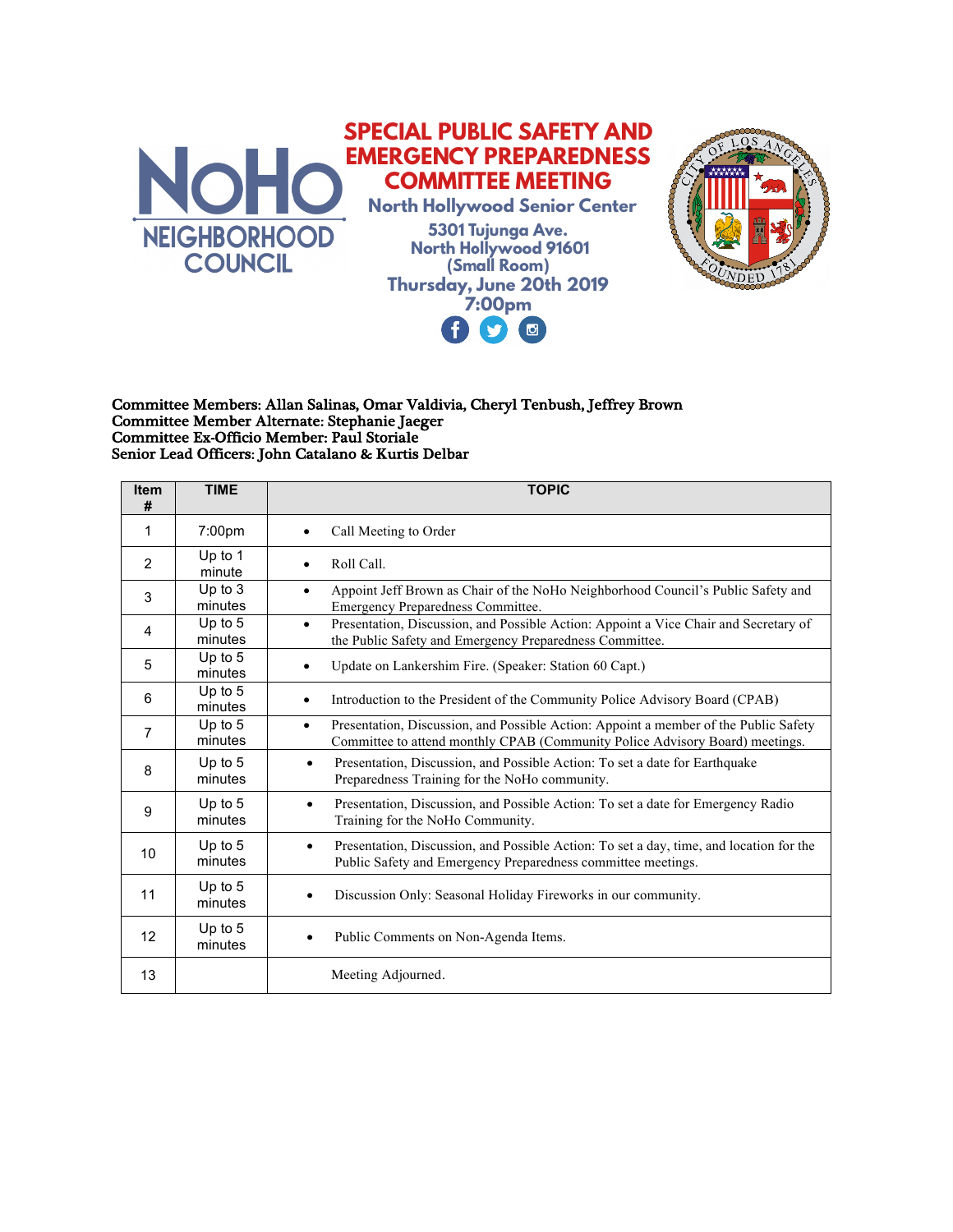NoHo NEIGHBORHOOD COUNCIL

# SPECIAL PUBLIC SAFETY AND EMERGENCY PREPAREDNESS COMMITTEE MEETING

**North Hollywood Senior Center**

**5301 Tujunga Ave.**
**North Hollywood 91601**
**(Small Room)**
**Thursday, June 20th 2019**
**7:00pm**

**Committee Members: Allan Salinas, Omar Valdivia, Cheryl Tenbush, Jeffrey Brown**
**Committee Member Alternate: Stephanie Jaeger**
**Committee Ex-Officio Member: Paul Storiale**
**Senior Lead Officers: John Catalano & Kurtis Delbar**

| Item # | TIME | TOPIC |
|---|---|---|
| 1 | 7:00pm | • Call Meeting to Order |
| 2 | Up to 1 minute | • Roll Call. |
| 3 | Up to 3 minutes | • Appoint Jeff Brown as Chair of the NoHo Neighborhood Council's Public Safety and Emergency Preparedness Committee. |
| 4 | Up to 5 minutes | • Presentation, Discussion, and Possible Action: Appoint a Vice Chair and Secretary of the Public Safety and Emergency Preparedness Committee. |
| 5 | Up to 5 minutes | • Update on Lankershim Fire. (Speaker: Station 60 Capt.) |
| 6 | Up to 5 minutes | • Introduction to the President of the Community Police Advisory Board (CPAB) |
| 7 | Up to 5 minutes | • Presentation, Discussion, and Possible Action: Appoint a member of the Public Safety Committee to attend monthly CPAB (Community Police Advisory Board) meetings. |
| 8 | Up to 5 minutes | • Presentation, Discussion, and Possible Action: To set a date for Earthquake Preparedness Training for the NoHo community. |
| 9 | Up to 5 minutes | • Presentation, Discussion, and Possible Action: To set a date for Emergency Radio Training for the NoHo Community. |
| 10 | Up to 5 minutes | • Presentation, Discussion, and Possible Action: To set a day, time, and location for the Public Safety and Emergency Preparedness committee meetings. |
| 11 | Up to 5 minutes | • Discussion Only: Seasonal Holiday Fireworks in our community. |
| 12 | Up to 5 minutes | • Public Comments on Non-Agenda Items. |
| 13 | | Meeting Adjourned. |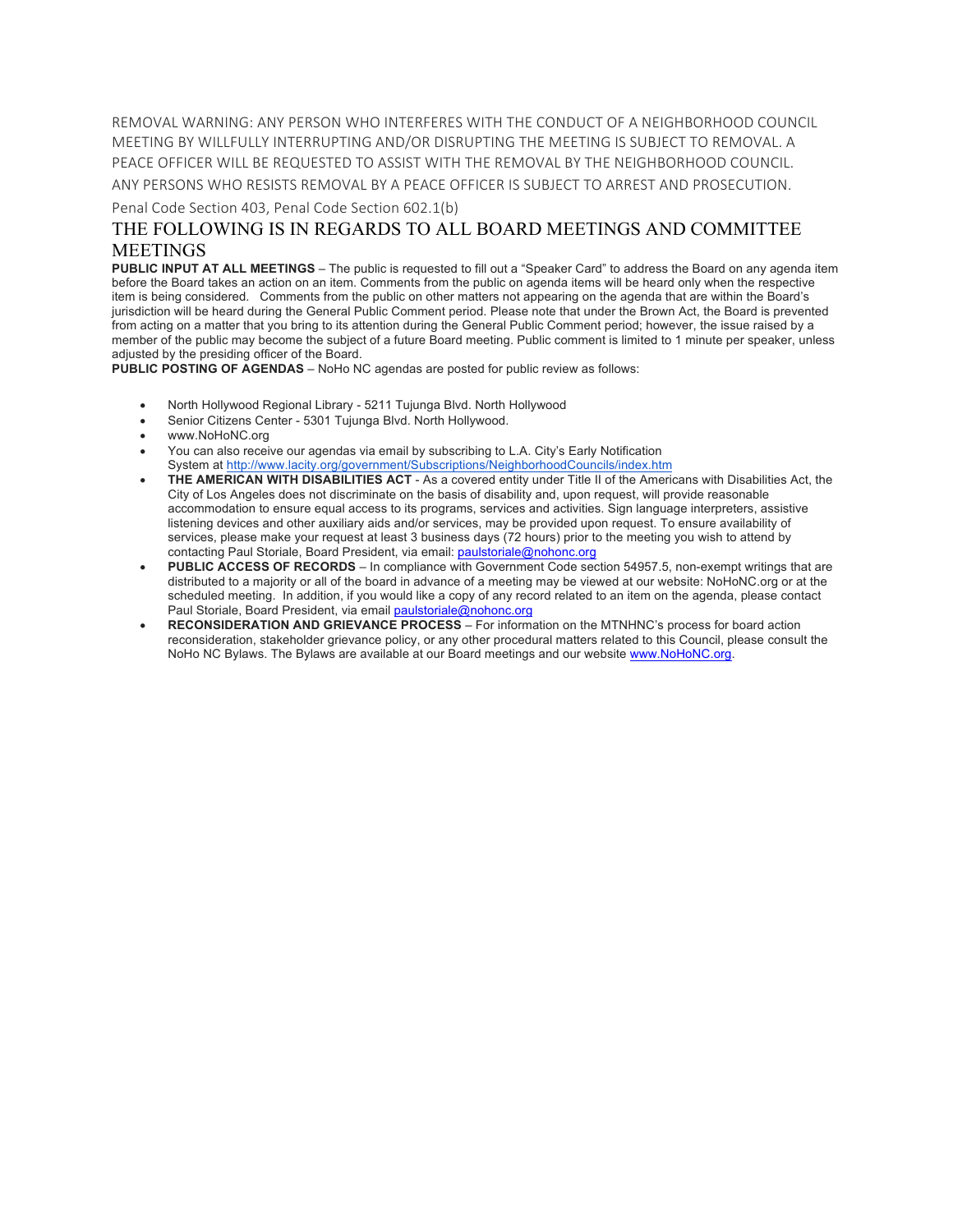REMOVAL WARNING: ANY PERSON WHO INTERFERES WITH THE CONDUCT OF A NEIGHBORHOOD COUNCIL MEETING BY WILLFULLY INTERRUPTING AND/OR DISRUPTING THE MEETING IS SUBJECT TO REMOVAL. A PEACE OFFICER WILL BE REQUESTED TO ASSIST WITH THE REMOVAL BY THE NEIGHBORHOOD COUNCIL. ANY PERSONS WHO RESISTS REMOVAL BY A PEACE OFFICER IS SUBJECT TO ARREST AND PROSECUTION.

Penal Code Section 403, Penal Code Section 602.1(b)

## THE FOLLOWING IS IN REGARDS TO ALL BOARD MEETINGS AND COMMITTEE MEETINGS

**PUBLIC INPUT AT ALL MEETINGS** – The public is requested to fill out a "Speaker Card" to address the Board on any agenda item before the Board takes an action on an item. Comments from the public on agenda items will be heard only when the respective item is being considered. Comments from the public on other matters not appearing on the agenda that are within the Board's jurisdiction will be heard during the General Public Comment period. Please note that under the Brown Act, the Board is prevented from acting on a matter that you bring to its attention during the General Public Comment period; however, the issue raised by a member of the public may become the subject of a future Board meeting. Public comment is limited to 1 minute per speaker, unless adjusted by the presiding officer of the Board.

**PUBLIC POSTING OF AGENDAS** – NoHo NC agendas are posted for public review as follows:

- North Hollywood Regional Library - 5211 Tujunga Blvd. North Hollywood
- Senior Citizens Center - 5301 Tujunga Blvd. North Hollywood.
- www.NoHoNC.org
- You can also receive our agendas via email by subscribing to L.A. City's Early Notification System at http://www.lacity.org/government/Subscriptions/NeighborhoodCouncils/index.htm
- **THE AMERICAN WITH DISABILITIES ACT** - As a covered entity under Title II of the Americans with Disabilities Act, the City of Los Angeles does not discriminate on the basis of disability and, upon request, will provide reasonable accommodation to ensure equal access to its programs, services and activities. Sign language interpreters, assistive listening devices and other auxiliary aids and/or services, may be provided upon request. To ensure availability of services, please make your request at least 3 business days (72 hours) prior to the meeting you wish to attend by contacting Paul Storiale, Board President, via email: paulstoriale@nohonc.org
- **PUBLIC ACCESS OF RECORDS** – In compliance with Government Code section 54957.5, non-exempt writings that are distributed to a majority or all of the board in advance of a meeting may be viewed at our website: NoHoNC.org or at the scheduled meeting. In addition, if you would like a copy of any record related to an item on the agenda, please contact Paul Storiale, Board President, via email paulstoriale@nohonc.org
- **RECONSIDERATION AND GRIEVANCE PROCESS** – For information on the MTNHNC's process for board action reconsideration, stakeholder grievance policy, or any other procedural matters related to this Council, please consult the NoHo NC Bylaws. The Bylaws are available at our Board meetings and our website www.NoHoNC.org.